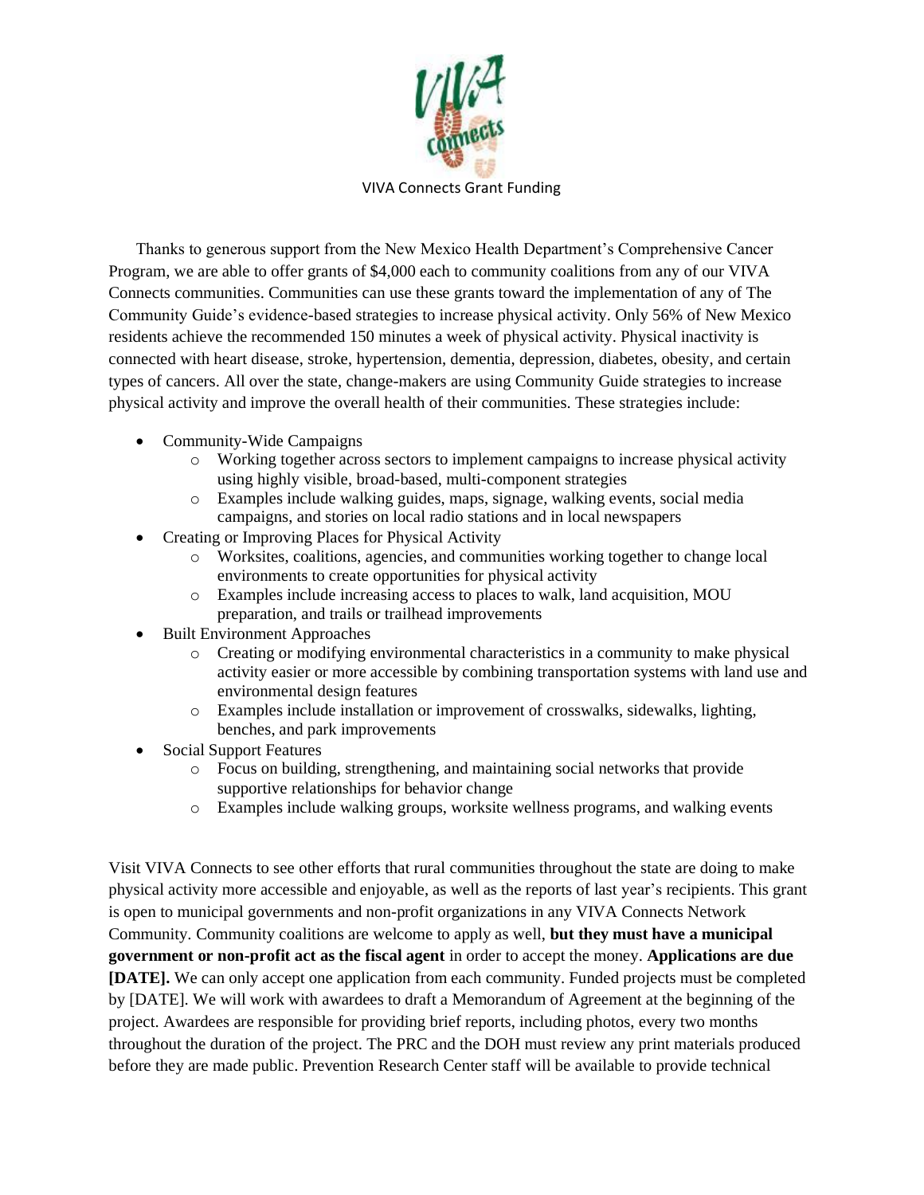# VIVA Connects Grant Funding

Thanks to generous support from the New Mexico Health Department's Comprehensive Cancer Program, we are able to offer grants of $4,000 each to community coalitions from any of our VIVA Connects communities. Communities can use these grants toward the implementation of any of The Community Guide's evidence-based strategies to increase physical activity. Only 56% of New Mexico residents achieve the recommended 150 minutes a week of physical activity. Physical inactivity is connected with heart disease, stroke, hypertension, dementia, depression, diabetes, obesity, and certain types of cancers. All over the state, change-makers are using Community Guide strategies to increase physical activity and improve the overall health of their communities. These strategies include:

- Community-Wide Campaigns
  - Working together across sectors to implement campaigns to increase physical activity using highly visible, broad-based, multi-component strategies
  - Examples include walking guides, maps, signage, walking events, social media campaigns, and stories on local radio stations and in local newspapers
- Creating or Improving Places for Physical Activity
  - Worksites, coalitions, agencies, and communities working together to change local environments to create opportunities for physical activity
  - Examples include increasing access to places to walk, land acquisition, MOU preparation, and trails or trailhead improvements
- Built Environment Approaches
  - Creating or modifying environmental characteristics in a community to make physical activity easier or more accessible by combining transportation systems with land use and environmental design features
  - Examples include installation or improvement of crosswalks, sidewalks, lighting, benches, and park improvements
- Social Support Features
  - Focus on building, strengthening, and maintaining social networks that provide supportive relationships for behavior change
  - Examples include walking groups, worksite wellness programs, and walking events

Visit VIVA Connects to see other efforts that rural communities throughout the state are doing to make physical activity more accessible and enjoyable, as well as the reports of last year's recipients. This grant is open to municipal governments and non-profit organizations in any VIVA Connects Network Community. Community coalitions are welcome to apply as well, **but they must have a municipal government or non-profit act as the fiscal agent** in order to accept the money. **Applications are due [DATE].** We can only accept one application from each community. Funded projects must be completed by [DATE]. We will work with awardees to draft a Memorandum of Agreement at the beginning of the project. Awardees are responsible for providing brief reports, including photos, every two months throughout the duration of the project. The PRC and the DOH must review any print materials produced before they are made public. Prevention Research Center staff will be available to provide technical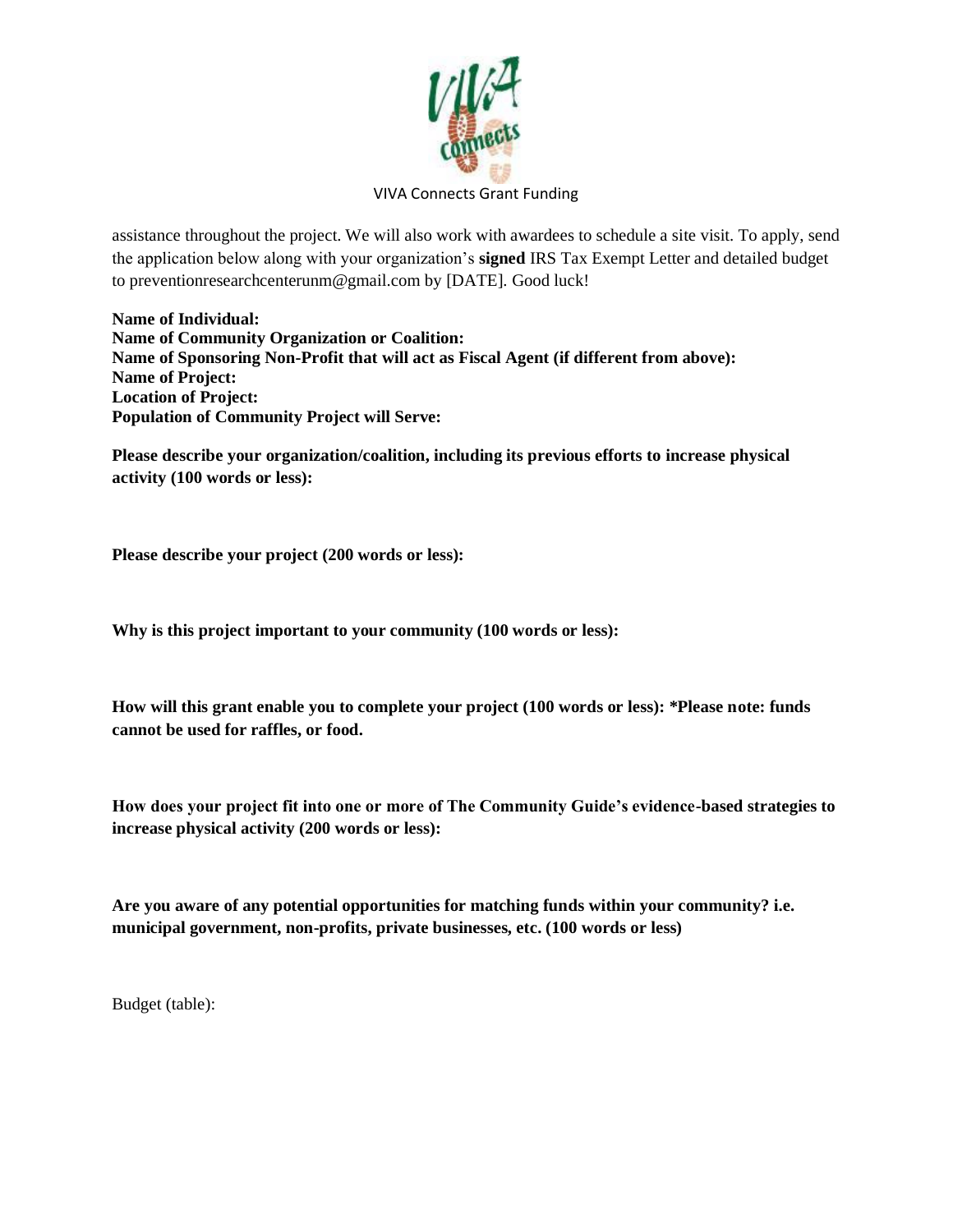VIVA Connects Grant Funding

assistance throughout the project. We will also work with awardees to schedule a site visit. To apply, send the application below along with your organization's **signed** IRS Tax Exempt Letter and detailed budget to preventionresearchcenterunm@gmail.com by [DATE]. Good luck!

**Name of Individual:**
**Name of Community Organization or Coalition:**
**Name of Sponsoring Non-Profit that will act as Fiscal Agent (if different from above):**
**Name of Project:**
**Location of Project:**
**Population of Community Project will Serve:**

**Please describe your organization/coalition, including its previous efforts to increase physical activity (100 words or less):**

**Please describe your project (200 words or less):**

**Why is this project important to your community (100 words or less):**

**How will this grant enable you to complete your project (100 words or less): *Please note: funds cannot be used for raffles, or food.**

**How does your project fit into one or more of The Community Guide's evidence-based strategies to increase physical activity (200 words or less):**

**Are you aware of any potential opportunities for matching funds within your community? i.e. municipal government, non-profits, private businesses, etc. (100 words or less)**

Budget (table):